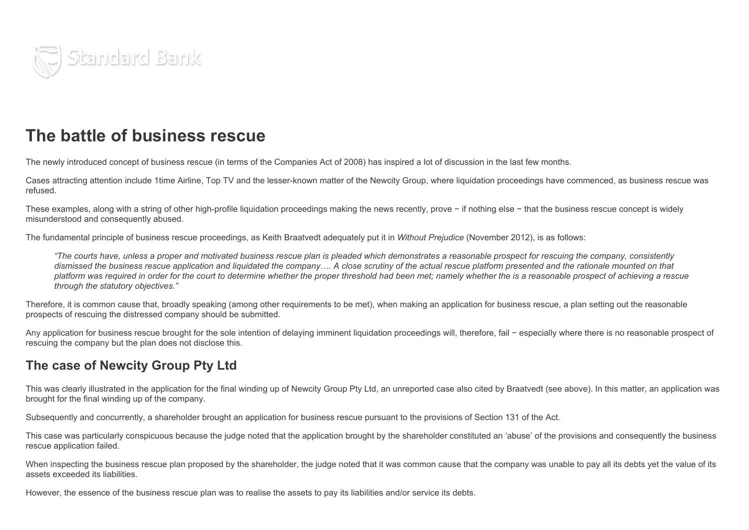# The battle of business rescue

The newly introduced concept of business rescue (in terms of the Companies Act of 2008) has inspired a lot of discussion in the last few months.

Cases attracting attention include 1time Airline, Top TV and the lesser-known matter of the Newcity Group, where liquidation proceedings have commenced, as business rescue was refused.

These examples, along with a string of other high-profile liquidation proceedings making the news recently, prove − if nothing else − that the business rescue concept is widely misunderstood and consequently abused.

The fundamental principle of business rescue proceedings, as Keith Braatvedt adequately put it in *Without Prejudice* (November 2012), is as follows:

> *"The courts have, unless a proper and motivated business rescue plan is pleaded which demonstrates a reasonable prospect for rescuing the company, consistently dismissed the business rescue application and liquidated the company…. A close scrutiny of the actual rescue platform presented and the rationale mounted on that platform was required in order for the court to determine whether the proper threshold had been met; namely whether the is a reasonable prospect of achieving a rescue through the statutory objectives."*

Therefore, it is common cause that, broadly speaking (among other requirements to be met), when making an application for business rescue, a plan setting out the reasonable prospects of rescuing the distressed company should be submitted.

Any application for business rescue brought for the sole intention of delaying imminent liquidation proceedings will, therefore, fail − especially where there is no reasonable prospect of rescuing the company but the plan does not disclose this.

## The case of Newcity Group Pty Ltd

This was clearly illustrated in the application for the final winding up of Newcity Group Pty Ltd, an unreported case also cited by Braatvedt (see above). In this matter, an application was brought for the final winding up of the company.

Subsequently and concurrently, a shareholder brought an application for business rescue pursuant to the provisions of Section 131 of the Act.

This case was particularly conspicuous because the judge noted that the application brought by the shareholder constituted an 'abuse' of the provisions and consequently the business rescue application failed.

When inspecting the business rescue plan proposed by the shareholder, the judge noted that it was common cause that the company was unable to pay all its debts yet the value of its assets exceeded its liabilities.

However, the essence of the business rescue plan was to realise the assets to pay its liabilities and/or service its debts.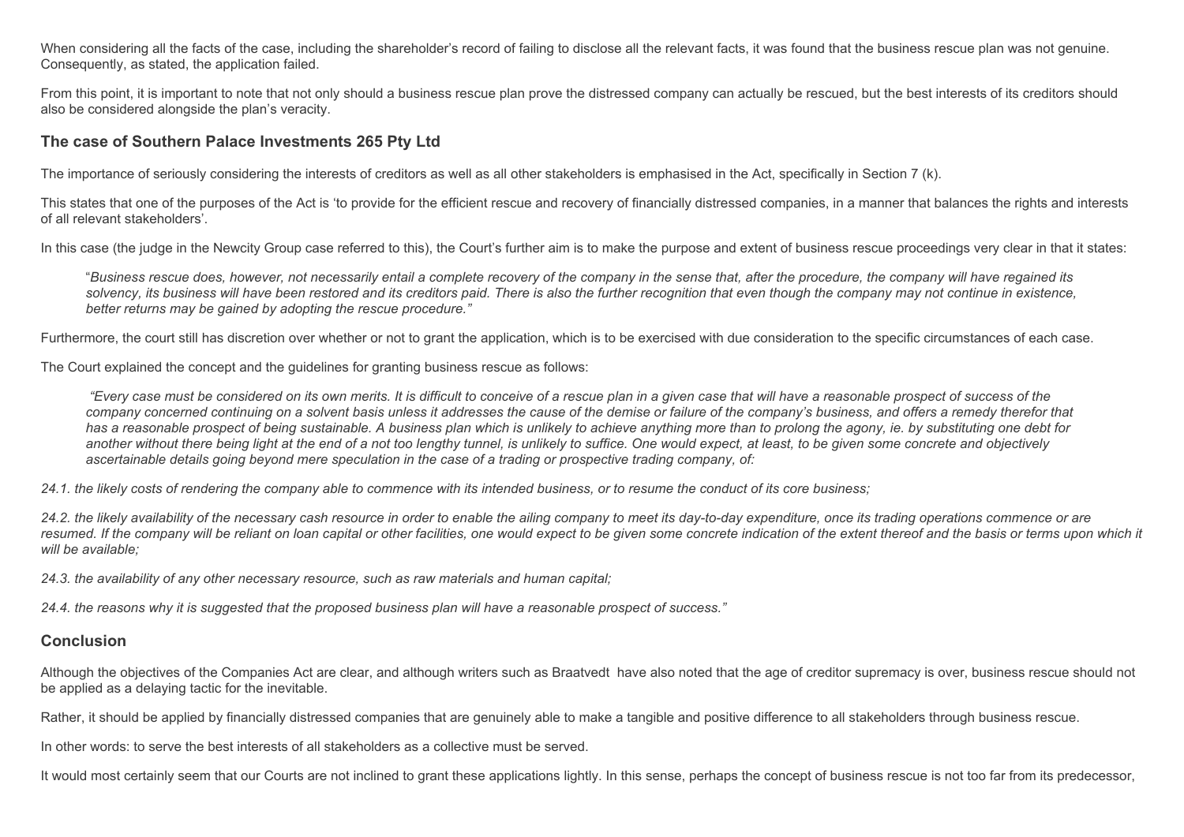When considering all the facts of the case, including the shareholder's record of failing to disclose all the relevant facts, it was found that the business rescue plan was not genuine. Consequently, as stated, the application failed.

From this point, it is important to note that not only should a business rescue plan prove the distressed company can actually be rescued, but the best interests of its creditors should also be considered alongside the plan's veracity.

## The case of Southern Palace Investments 265 Pty Ltd

The importance of seriously considering the interests of creditors as well as all other stakeholders is emphasised in the Act, specifically in Section 7 (k).

This states that one of the purposes of the Act is 'to provide for the efficient rescue and recovery of financially distressed companies, in a manner that balances the rights and interests of all relevant stakeholders'.

In this case (the judge in the Newcity Group case referred to this), the Court's further aim is to make the purpose and extent of business rescue proceedings very clear in that it states:

> "*Business rescue does, however, not necessarily entail a complete recovery of the company in the sense that, after the procedure, the company will have regained its solvency, its business will have been restored and its creditors paid. There is also the further recognition that even though the company may not continue in existence, better returns may be gained by adopting the rescue procedure."*

Furthermore, the court still has discretion over whether or not to grant the application, which is to be exercised with due consideration to the specific circumstances of each case.

The Court explained the concept and the guidelines for granting business rescue as follows:

> *"Every case must be considered on its own merits. It is difficult to conceive of a rescue plan in a given case that will have a reasonable prospect of success of the company concerned continuing on a solvent basis unless it addresses the cause of the demise or failure of the company's business, and offers a remedy therefor that has a reasonable prospect of being sustainable. A business plan which is unlikely to achieve anything more than to prolong the agony, ie. by substituting one debt for another without there being light at the end of a not too lengthy tunnel, is unlikely to suffice. One would expect, at least, to be given some concrete and objectively ascertainable details going beyond mere speculation in the case of a trading or prospective trading company, of:*

*24.1. the likely costs of rendering the company able to commence with its intended business, or to resume the conduct of its core business;*

*24.2. the likely availability of the necessary cash resource in order to enable the ailing company to meet its day-to-day expenditure, once its trading operations commence or are resumed. If the company will be reliant on loan capital or other facilities, one would expect to be given some concrete indication of the extent thereof and the basis or terms upon which it will be available;*

*24.3. the availability of any other necessary resource, such as raw materials and human capital;*

*24.4. the reasons why it is suggested that the proposed business plan will have a reasonable prospect of success."*

## Conclusion

Although the objectives of the Companies Act are clear, and although writers such as Braatvedt have also noted that the age of creditor supremacy is over, business rescue should not be applied as a delaying tactic for the inevitable.

Rather, it should be applied by financially distressed companies that are genuinely able to make a tangible and positive difference to all stakeholders through business rescue.

In other words: to serve the best interests of all stakeholders as a collective must be served.

It would most certainly seem that our Courts are not inclined to grant these applications lightly. In this sense, perhaps the concept of business rescue is not too far from its predecessor,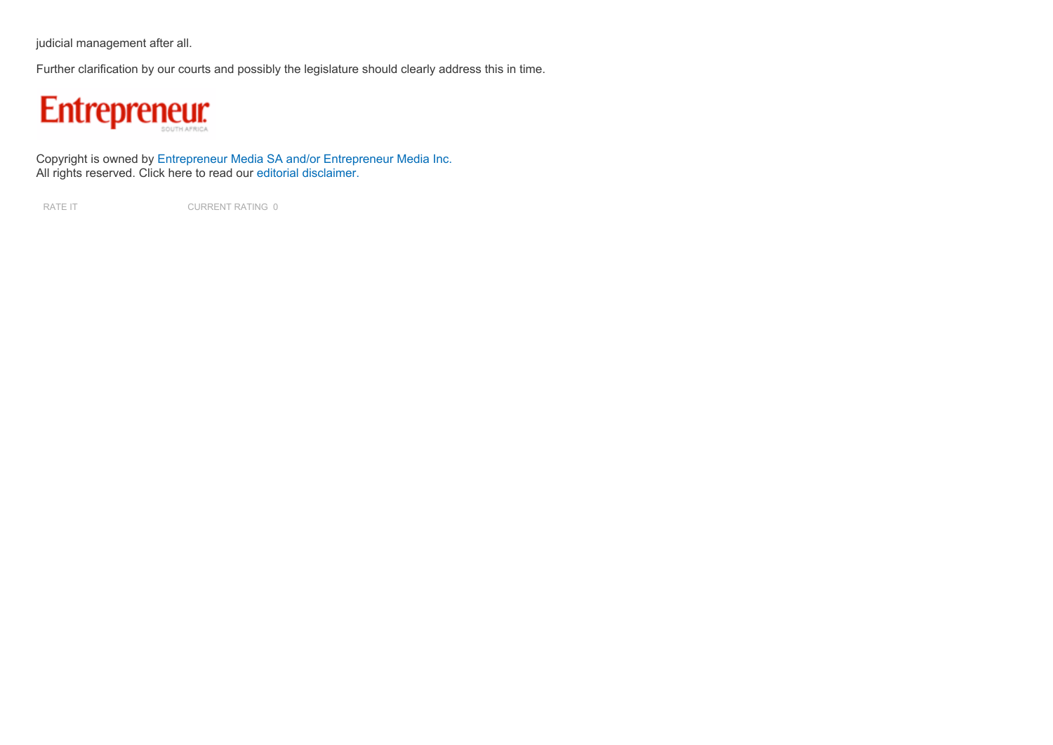judicial management after all.

Further clarification by our courts and possibly the legislature should clearly address this in time.

Entrepreneur SOUTH AFRICA

Copyright is owned by Entrepreneur Media SA and/or Entrepreneur Media Inc.
All rights reserved. Click here to read our editorial disclaimer.

RATE IT CURRENT RATING 0